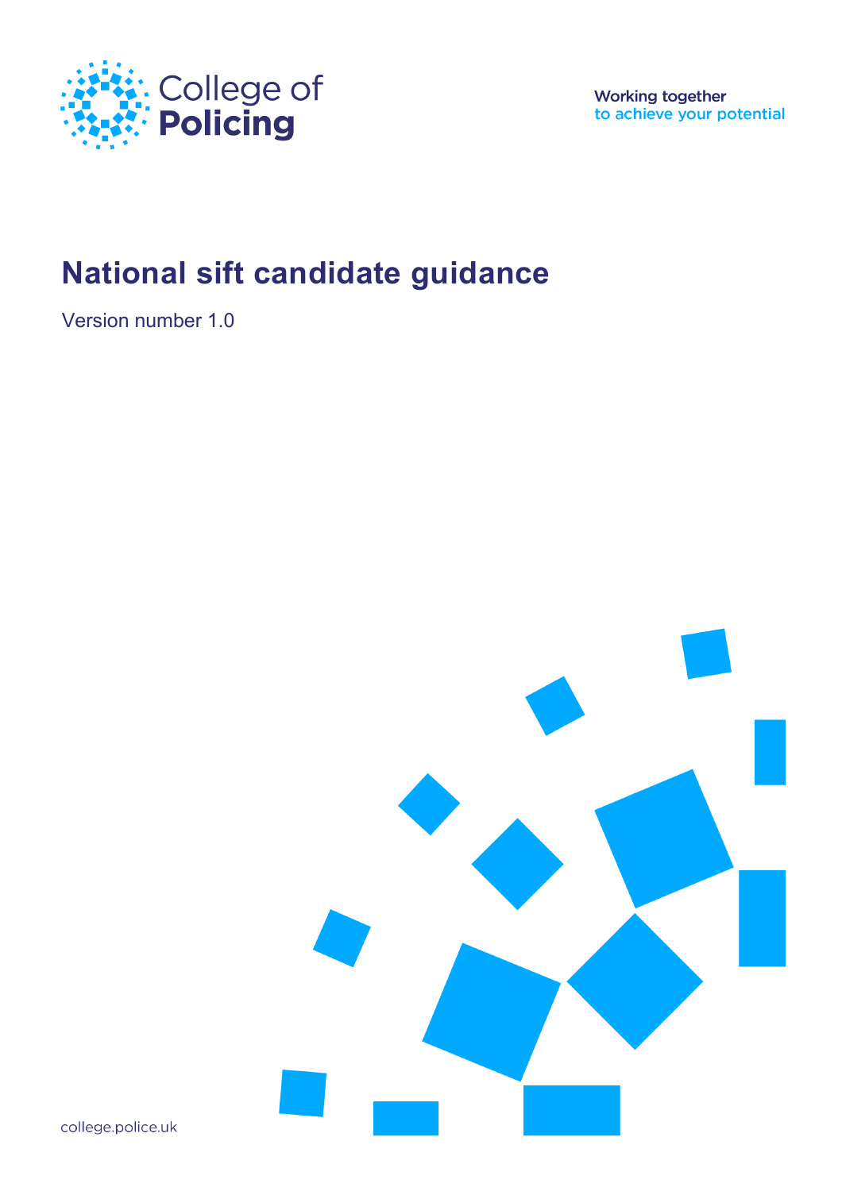College of Policing

Working together
to achieve your potential

# National sift candidate guidance

Version number 1.0

college.police.uk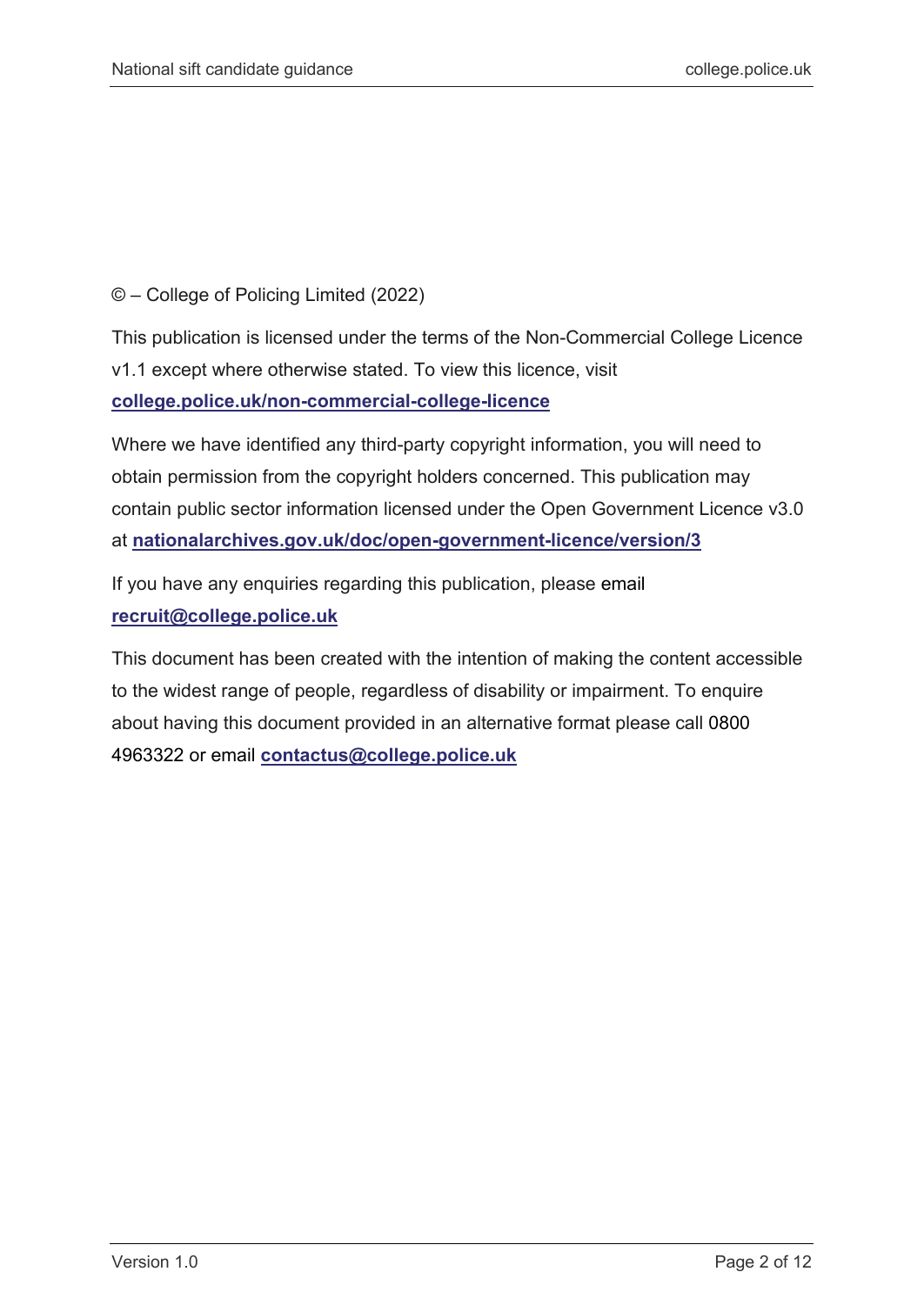© – College of Policing Limited (2022)

This publication is licensed under the terms of the Non-Commercial College Licence v1.1 except where otherwise stated. To view this licence, visit **college.police.uk/non-commercial-college-licence**

Where we have identified any third-party copyright information, you will need to obtain permission from the copyright holders concerned. This publication may contain public sector information licensed under the Open Government Licence v3.0 at **nationalarchives.gov.uk/doc/open-government-licence/version/3**

If you have any enquiries regarding this publication, please email **recruit@college.police.uk**

This document has been created with the intention of making the content accessible to the widest range of people, regardless of disability or impairment. To enquire about having this document provided in an alternative format please call 0800 4963322 or email **contactus@college.police.uk**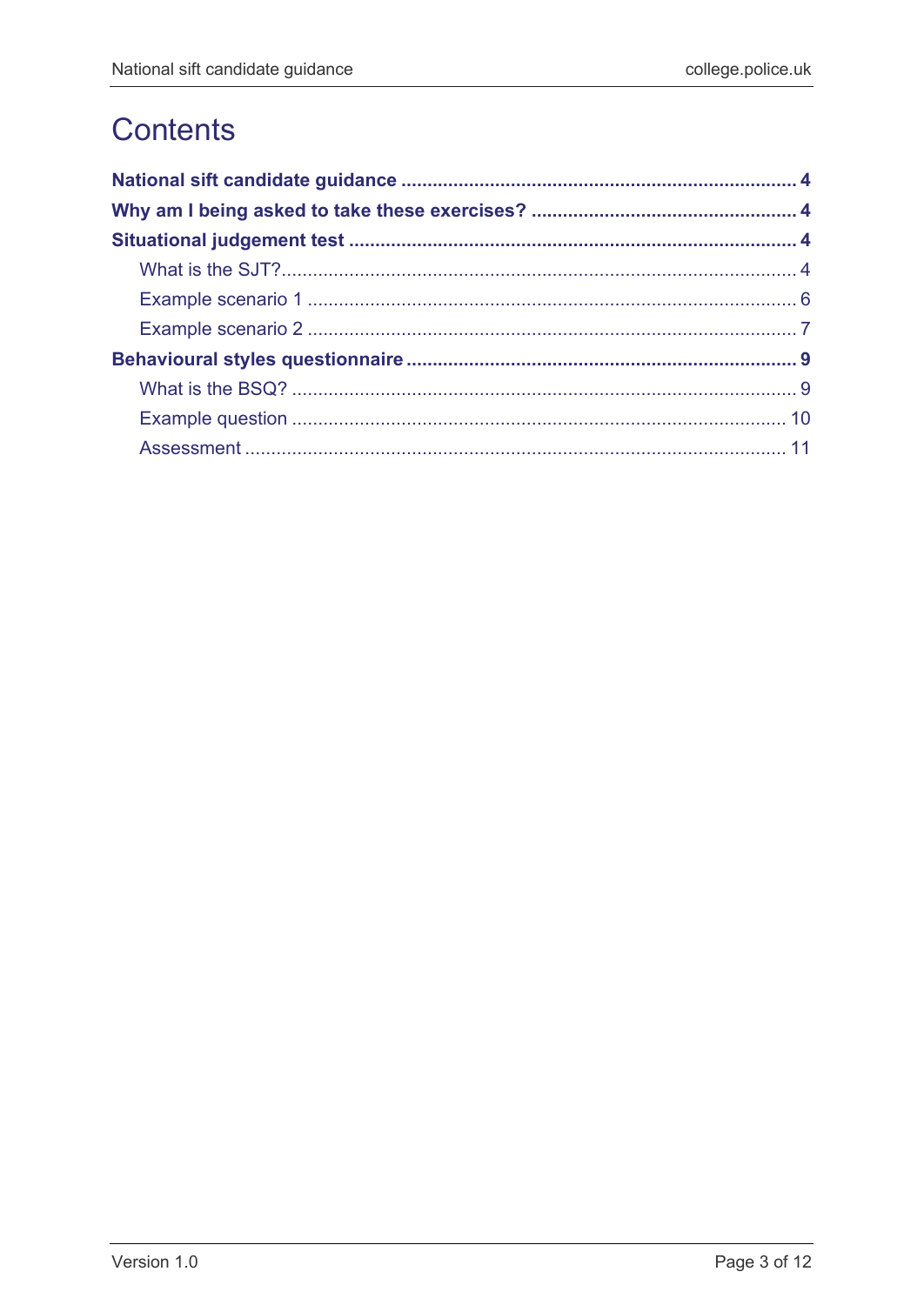# Contents

**National sift candidate guidance** .......... **4**

**Why am I being asked to take these exercises?** .......... **4**

**Situational judgement test** .......... **4**

- What is the SJT? .......... 4
- Example scenario 1 .......... 6
- Example scenario 2 .......... 7

**Behavioural styles questionnaire** .......... **9**

- What is the BSQ? .......... 9
- Example question .......... 10
- Assessment .......... 11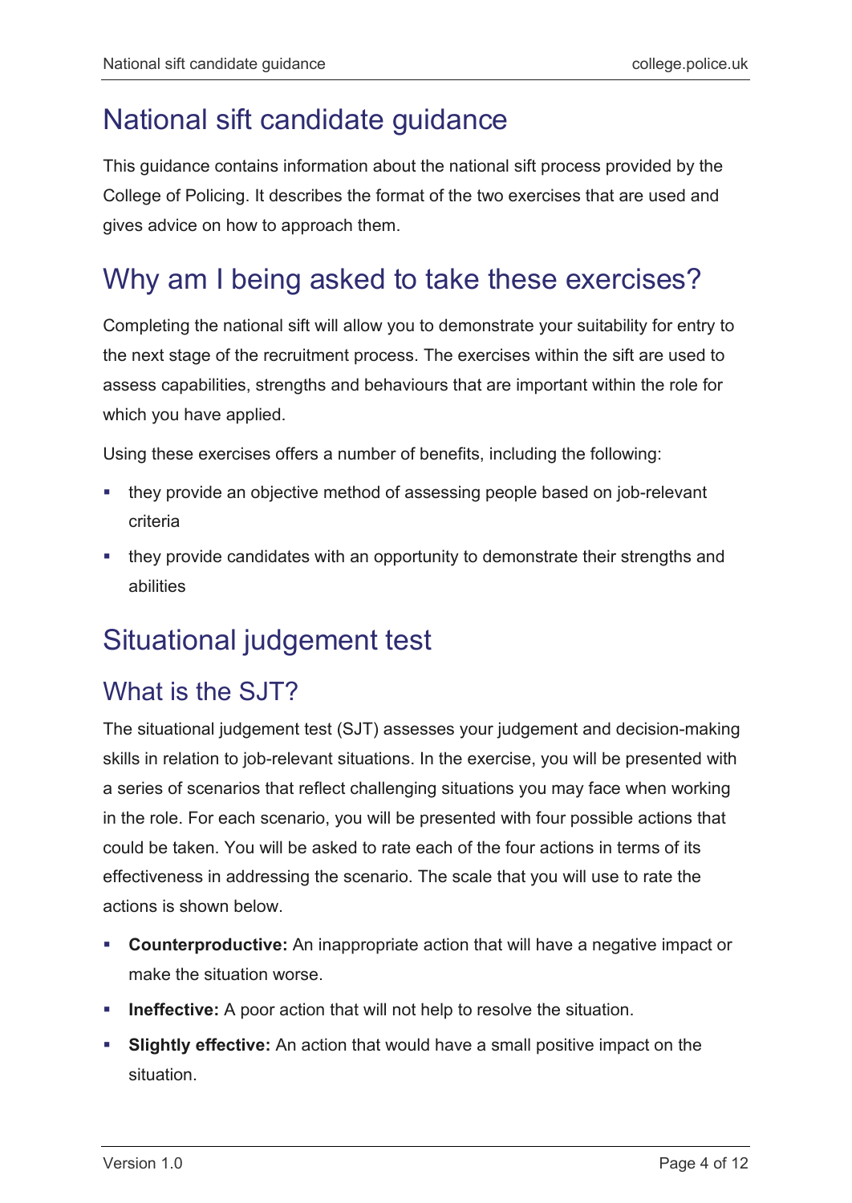# National sift candidate guidance

This guidance contains information about the national sift process provided by the College of Policing. It describes the format of the two exercises that are used and gives advice on how to approach them.

# Why am I being asked to take these exercises?

Completing the national sift will allow you to demonstrate your suitability for entry to the next stage of the recruitment process. The exercises within the sift are used to assess capabilities, strengths and behaviours that are important within the role for which you have applied.

Using these exercises offers a number of benefits, including the following:

- they provide an objective method of assessing people based on job-relevant criteria
- they provide candidates with an opportunity to demonstrate their strengths and abilities

# Situational judgement test

## What is the SJT?

The situational judgement test (SJT) assesses your judgement and decision-making skills in relation to job-relevant situations. In the exercise, you will be presented with a series of scenarios that reflect challenging situations you may face when working in the role. For each scenario, you will be presented with four possible actions that could be taken. You will be asked to rate each of the four actions in terms of its effectiveness in addressing the scenario. The scale that you will use to rate the actions is shown below.

- **Counterproductive:** An inappropriate action that will have a negative impact or make the situation worse.
- **Ineffective:** A poor action that will not help to resolve the situation.
- **Slightly effective:** An action that would have a small positive impact on the situation.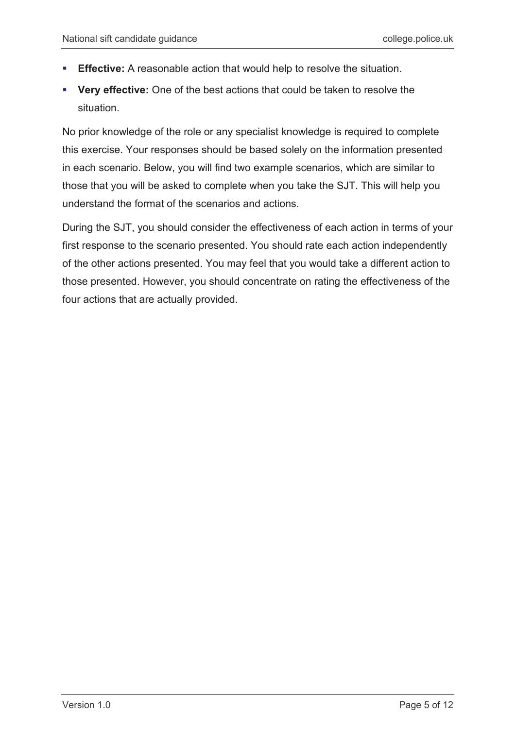- **Effective:** A reasonable action that would help to resolve the situation.
- **Very effective:** One of the best actions that could be taken to resolve the situation.

No prior knowledge of the role or any specialist knowledge is required to complete this exercise. Your responses should be based solely on the information presented in each scenario. Below, you will find two example scenarios, which are similar to those that you will be asked to complete when you take the SJT. This will help you understand the format of the scenarios and actions.

During the SJT, you should consider the effectiveness of each action in terms of your first response to the scenario presented. You should rate each action independently of the other actions presented. You may feel that you would take a different action to those presented. However, you should concentrate on rating the effectiveness of the four actions that are actually provided.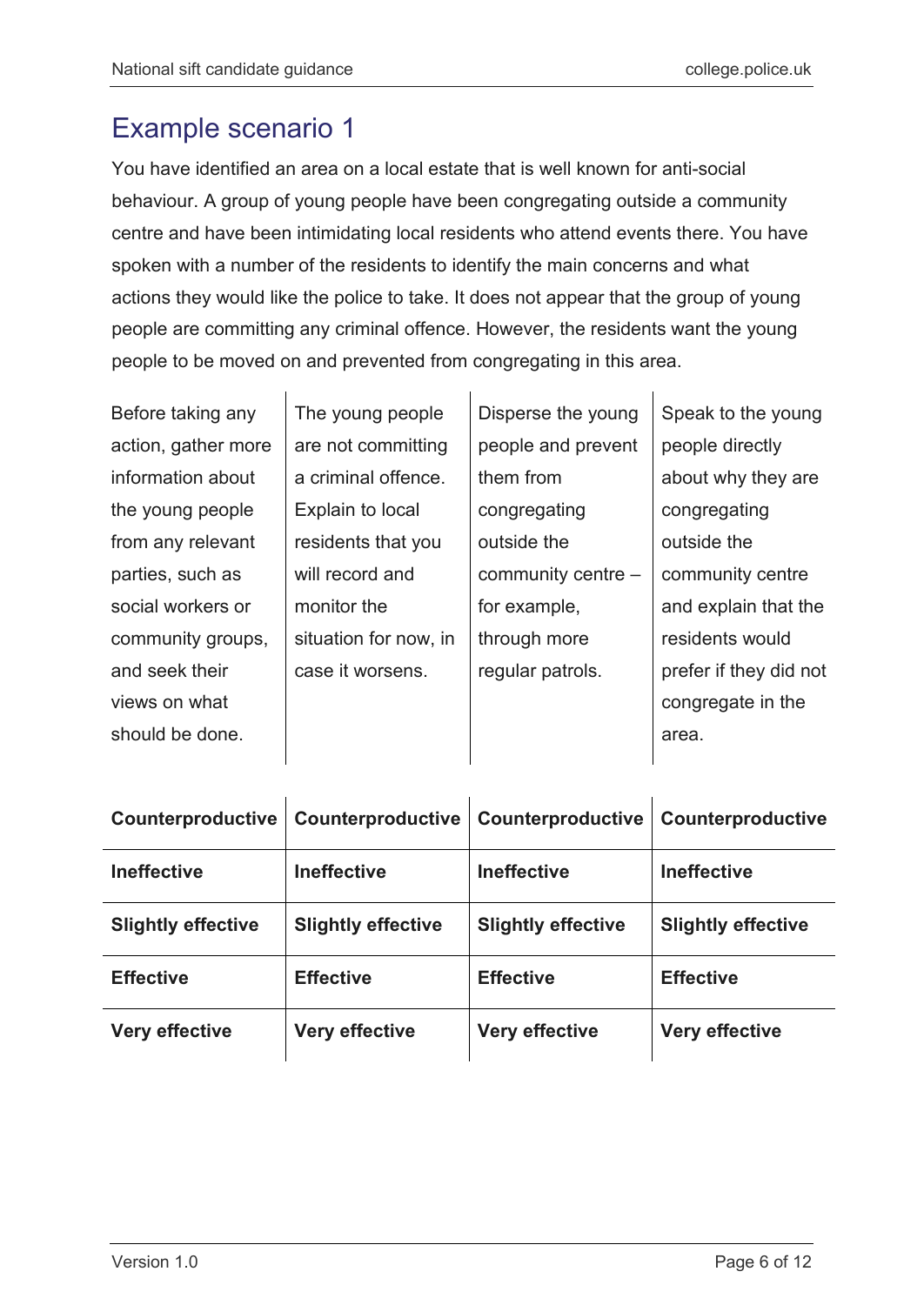## Example scenario 1

You have identified an area on a local estate that is well known for anti-social behaviour. A group of young people have been congregating outside a community centre and have been intimidating local residents who attend events there. You have spoken with a number of the residents to identify the main concerns and what actions they would like the police to take. It does not appear that the group of young people are committing any criminal offence. However, the residents want the young people to be moved on and prevented from congregating in this area.

| Before taking any action, gather more information about the young people from any relevant parties, such as social workers or community groups, and seek their views on what should be done. | The young people are not committing a criminal offence. Explain to local residents that you will record and monitor the situation for now, in case it worsens. | Disperse the young people and prevent them from congregating outside the community centre – for example, through more regular patrols. | Speak to the young people directly about why they are congregating outside the community centre and explain that the residents would prefer if they did not congregate in the area. |
|---|---|---|---|
| **Counterproductive** | **Counterproductive** | **Counterproductive** | **Counterproductive** |
| **Ineffective** | **Ineffective** | **Ineffective** | **Ineffective** |
| **Slightly effective** | **Slightly effective** | **Slightly effective** | **Slightly effective** |
| **Effective** | **Effective** | **Effective** | **Effective** |
| **Very effective** | **Very effective** | **Very effective** | **Very effective** |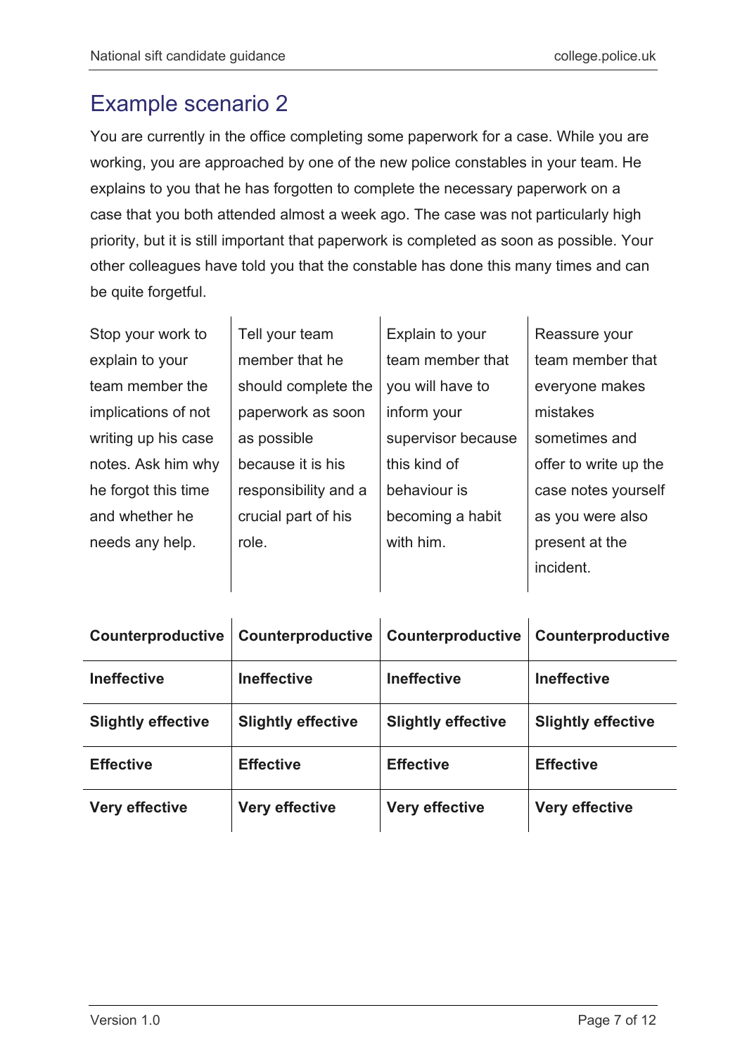# Example scenario 2

You are currently in the office completing some paperwork for a case. While you are working, you are approached by one of the new police constables in your team. He explains to you that he has forgotten to complete the necessary paperwork on a case that you both attended almost a week ago. The case was not particularly high priority, but it is still important that paperwork is completed as soon as possible. Your other colleagues have told you that the constable has done this many times and can be quite forgetful.

| | | | |
|---|---|---|---|
| Stop your work to explain to your team member the implications of not writing up his case notes. Ask him why he forgot this time and whether he needs any help. | Tell your team member that he should complete the paperwork as soon as possible because it is his responsibility and a crucial part of his role. | Explain to your team member that you will have to inform your supervisor because this kind of behaviour is becoming a habit with him. | Reassure your team member that everyone makes mistakes sometimes and offer to write up the case notes yourself as you were also present at the incident. |

| | | | |
|---|---|---|---|
| **Counterproductive** | **Counterproductive** | **Counterproductive** | **Counterproductive** |
| **Ineffective** | **Ineffective** | **Ineffective** | **Ineffective** |
| **Slightly effective** | **Slightly effective** | **Slightly effective** | **Slightly effective** |
| **Effective** | **Effective** | **Effective** | **Effective** |
| **Very effective** | **Very effective** | **Very effective** | **Very effective** |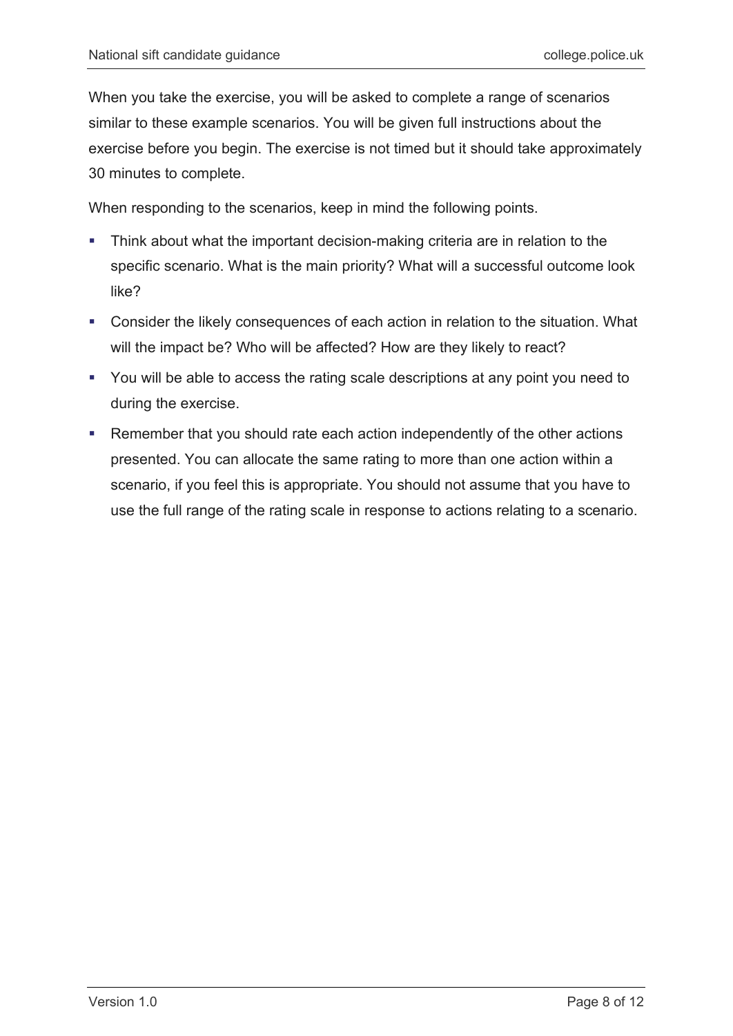When you take the exercise, you will be asked to complete a range of scenarios similar to these example scenarios. You will be given full instructions about the exercise before you begin. The exercise is not timed but it should take approximately 30 minutes to complete.

When responding to the scenarios, keep in mind the following points.

- Think about what the important decision-making criteria are in relation to the specific scenario. What is the main priority? What will a successful outcome look like?
- Consider the likely consequences of each action in relation to the situation. What will the impact be? Who will be affected? How are they likely to react?
- You will be able to access the rating scale descriptions at any point you need to during the exercise.
- Remember that you should rate each action independently of the other actions presented. You can allocate the same rating to more than one action within a scenario, if you feel this is appropriate. You should not assume that you have to use the full range of the rating scale in response to actions relating to a scenario.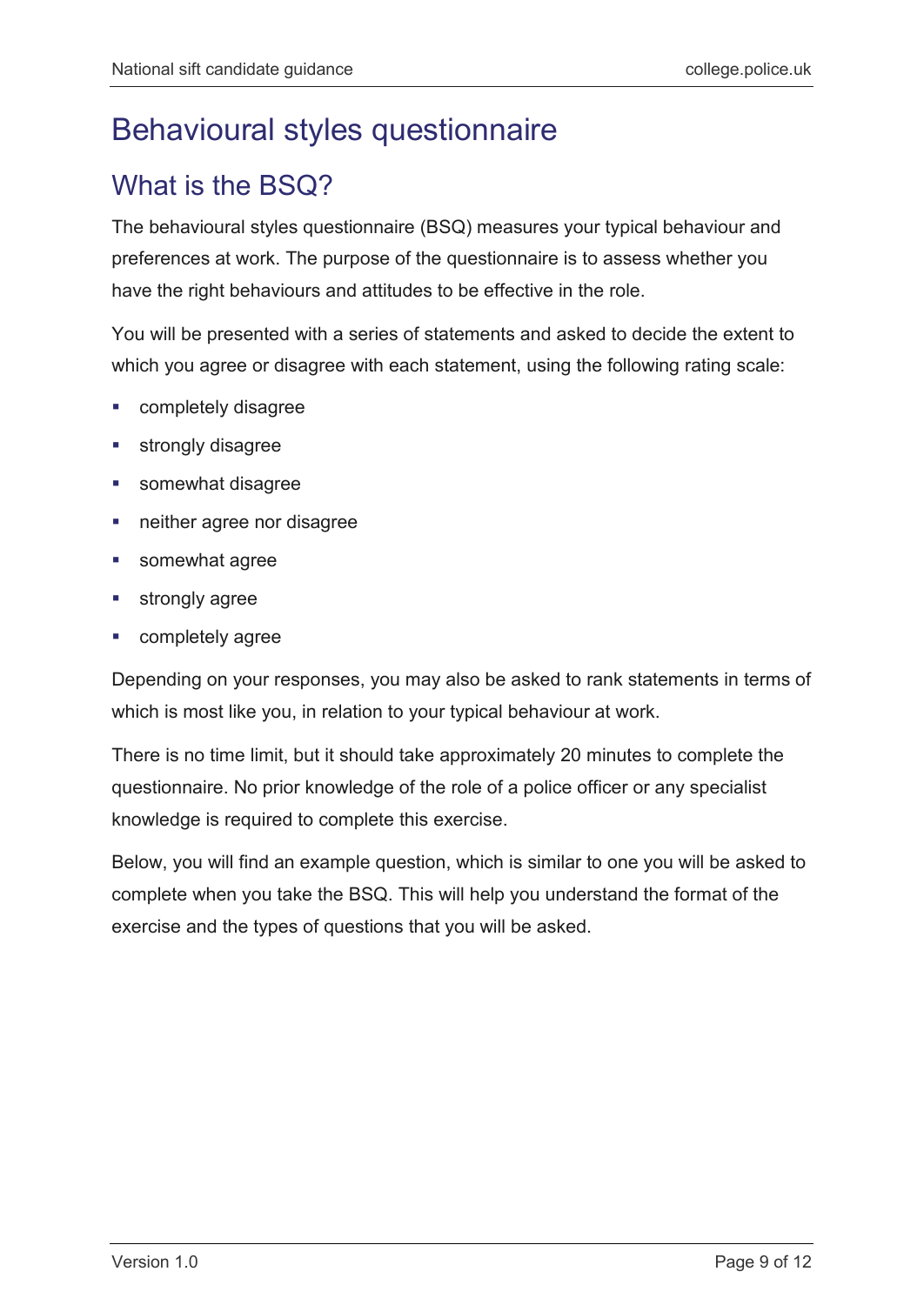# Behavioural styles questionnaire

## What is the BSQ?

The behavioural styles questionnaire (BSQ) measures your typical behaviour and preferences at work. The purpose of the questionnaire is to assess whether you have the right behaviours and attitudes to be effective in the role.

You will be presented with a series of statements and asked to decide the extent to which you agree or disagree with each statement, using the following rating scale:

- completely disagree
- strongly disagree
- somewhat disagree
- neither agree nor disagree
- somewhat agree
- strongly agree
- completely agree

Depending on your responses, you may also be asked to rank statements in terms of which is most like you, in relation to your typical behaviour at work.

There is no time limit, but it should take approximately 20 minutes to complete the questionnaire. No prior knowledge of the role of a police officer or any specialist knowledge is required to complete this exercise.

Below, you will find an example question, which is similar to one you will be asked to complete when you take the BSQ. This will help you understand the format of the exercise and the types of questions that you will be asked.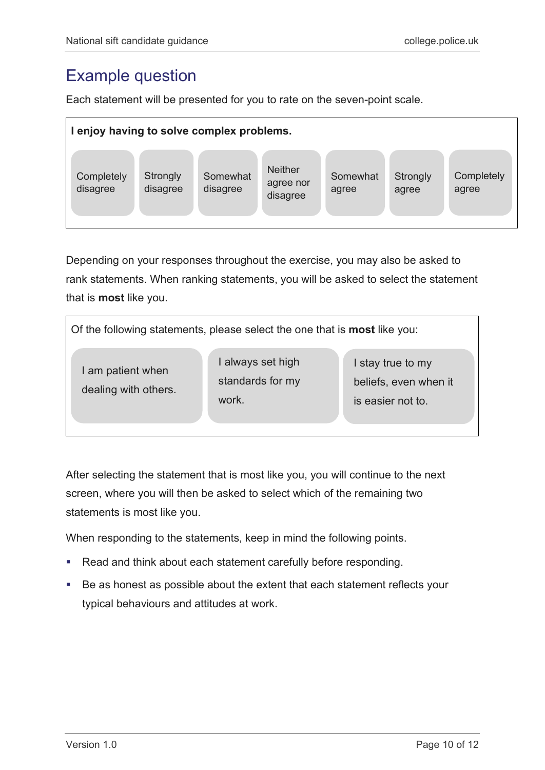## Example question

Each statement will be presented for you to rate on the seven-point scale.

**I enjoy having to solve complex problems.**

| | | | | | | |
|---|---|---|---|---|---|---|
| Completely disagree | Strongly disagree | Somewhat disagree | Neither agree nor disagree | Somewhat agree | Strongly agree | Completely agree |

Depending on your responses throughout the exercise, you may also be asked to rank statements. When ranking statements, you will be asked to select the statement that is **most** like you.

Of the following statements, please select the one that is **most** like you:

| | | |
|---|---|---|
| I am patient when dealing with others. | I always set high standards for my work. | I stay true to my beliefs, even when it is easier not to. |

After selecting the statement that is most like you, you will continue to the next screen, where you will then be asked to select which of the remaining two statements is most like you.

When responding to the statements, keep in mind the following points.

- Read and think about each statement carefully before responding.
- Be as honest as possible about the extent that each statement reflects your typical behaviours and attitudes at work.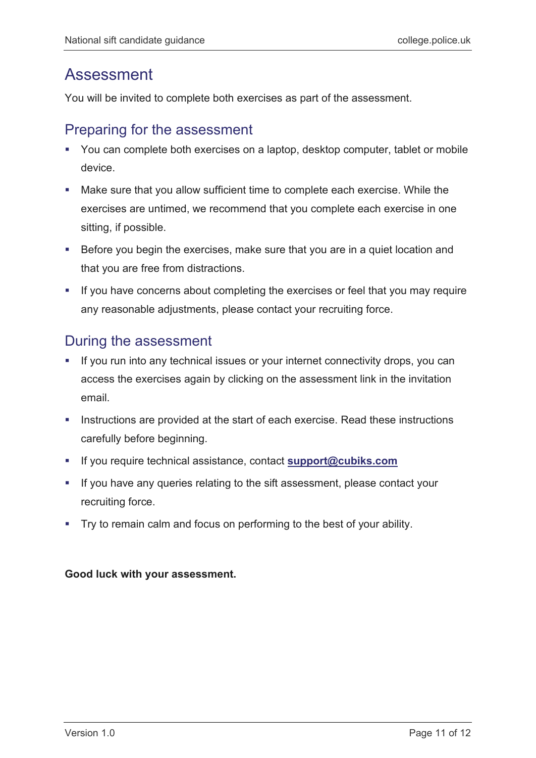## Assessment

You will be invited to complete both exercises as part of the assessment.

### Preparing for the assessment

- You can complete both exercises on a laptop, desktop computer, tablet or mobile device.
- Make sure that you allow sufficient time to complete each exercise. While the exercises are untimed, we recommend that you complete each exercise in one sitting, if possible.
- Before you begin the exercises, make sure that you are in a quiet location and that you are free from distractions.
- If you have concerns about completing the exercises or feel that you may require any reasonable adjustments, please contact your recruiting force.

### During the assessment

- If you run into any technical issues or your internet connectivity drops, you can access the exercises again by clicking on the assessment link in the invitation email.
- Instructions are provided at the start of each exercise. Read these instructions carefully before beginning.
- If you require technical assistance, contact **support@cubiks.com**
- If you have any queries relating to the sift assessment, please contact your recruiting force.
- Try to remain calm and focus on performing to the best of your ability.

**Good luck with your assessment.**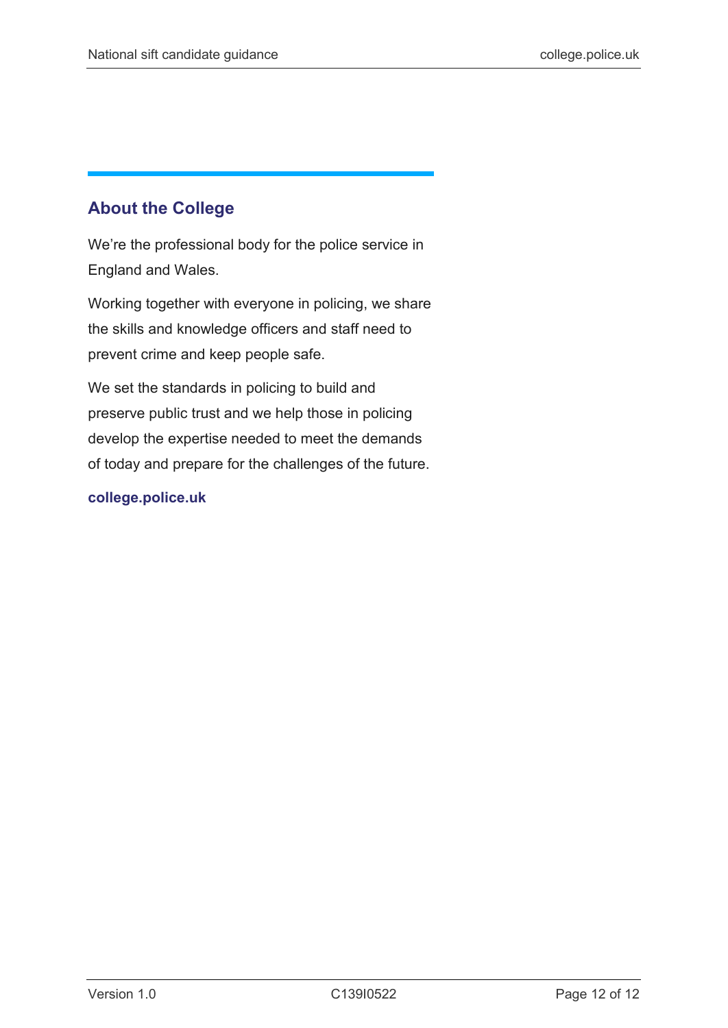## About the College

We’re the professional body for the police service in England and Wales.

Working together with everyone in policing, we share the skills and knowledge officers and staff need to prevent crime and keep people safe.

We set the standards in policing to build and preserve public trust and we help those in policing develop the expertise needed to meet the demands of today and prepare for the challenges of the future.

**college.police.uk**